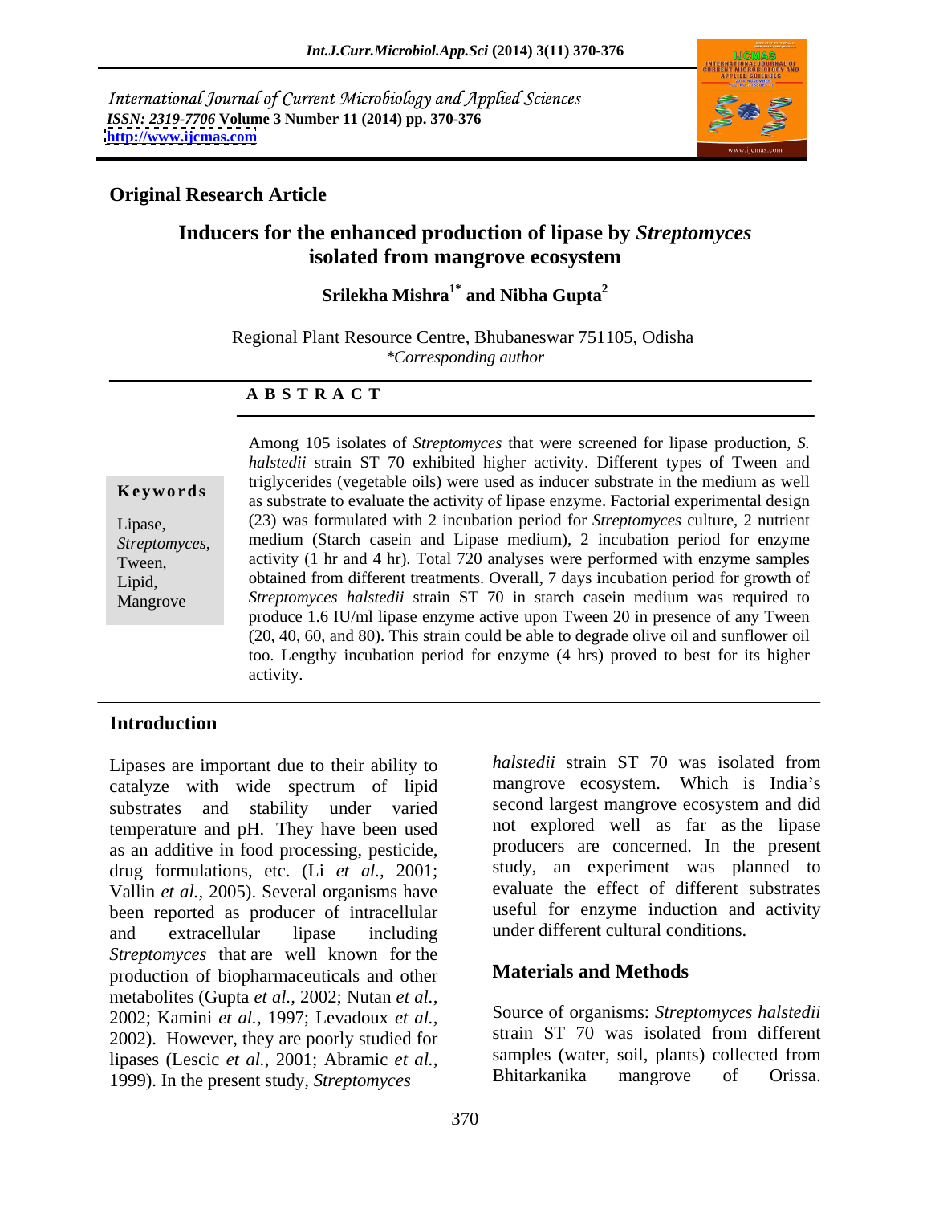International Journal of Current Microbiology and Applied Sciences
*ISSN: 2319-7706* **Volume 3 Number 11 (2014) pp. 370-376**
**http://www.ijcmas.com**

**Original Research Article**

# Inducers for the enhanced production of lipase by *Streptomyces* isolated from mangrove ecosystem

**Srilekha Mishra[1*] and Nibha Gupta[2]**

Regional Plant Resource Centre, Bhubaneswar 751105, Odisha
*\*Corresponding author*

## ABSTRACT

**Keywords**

Lipase, *Streptomyces*, Tween, Lipid, Mangrove

Among 105 isolates of *Streptomyces* that were screened for lipase production, *S. halstedii* strain ST 70 exhibited higher activity. Different types of Tween and triglycerides (vegetable oils) were used as inducer substrate in the medium as well as substrate to evaluate the activity of lipase enzyme. Factorial experimental design (23) was formulated with 2 incubation period for *Streptomyces* culture, 2 nutrient medium (Starch casein and Lipase medium), 2 incubation period for enzyme activity (1 hr and 4 hr). Total 720 analyses were performed with enzyme samples obtained from different treatments. Overall, 7 days incubation period for growth of *Streptomyces halstedii* strain ST 70 in starch casein medium was required to produce 1.6 IU/ml lipase enzyme active upon Tween 20 in presence of any Tween (20, 40, 60, and 80). This strain could be able to degrade olive oil and sunflower oil too. Lengthy incubation period for enzyme (4 hrs) proved to best for its higher activity.

## Introduction

Lipases are important due to their ability to catalyze with wide spectrum of lipid substrates and stability under varied temperature and pH. They have been used as an additive in food processing, pesticide, drug formulations, etc. (Li *et al.*, 2001; Vallin *et al.*, 2005). Several organisms have been reported as producer of intracellular and extracellular lipase including *Streptomyces* that are well known for the production of biopharmaceuticals and other metabolites (Gupta *et al.*, 2002; Nutan *et al.*, 2002; Kamini *et al.*, 1997; Levadoux *et al.*, 2002). However, they are poorly studied for lipases (Lescic *et al.*, 2001; Abramic *et al.*, 1999). In the present study, *Streptomyces halstedii* strain ST 70 was isolated from mangrove ecosystem. Which is India's second largest mangrove ecosystem and did not explored well as far as the lipase producers are concerned. In the present study, an experiment was planned to evaluate the effect of different substrates useful for enzyme induction and activity under different cultural conditions.

## Materials and Methods

Source of organisms: *Streptomyces halstedii* strain ST 70 was isolated from different samples (water, soil, plants) collected from Bhitarkanika mangrove of Orissa.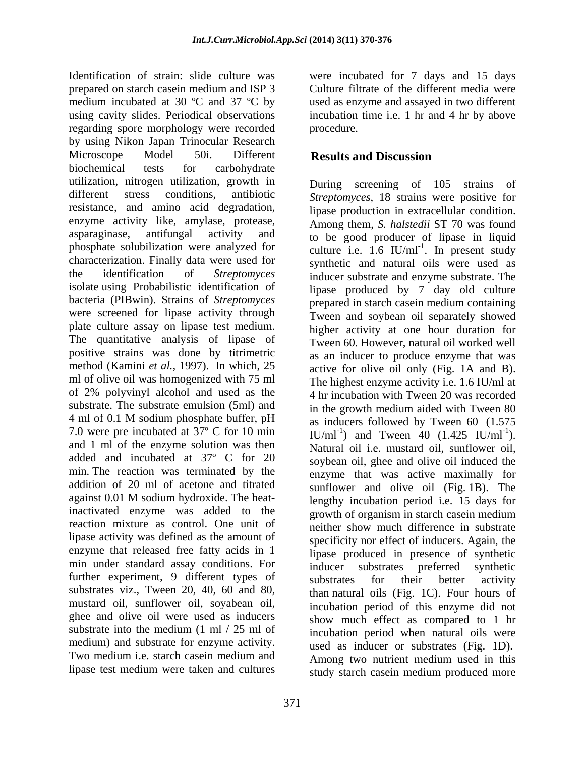Identification of strain: slide culture was prepared on starch casein medium and ISP 3 medium incubated at 30 ºC and 37 ºC by using cavity slides. Periodical observations regarding spore morphology were recorded by using Nikon Japan Trinocular Research Microscope Model 50i. Different biochemical tests for carbohydrate utilization, nitrogen utilization, growth in different stress conditions, antibiotic resistance, and amino acid degradation, enzyme activity like, amylase, protease, asparaginase, antifungal activity and phosphate solubilization were analyzed for characterization. Finally data were used for the identification of *Streptomyces* isolate using Probabilistic identification of bacteria (PIBwin). Strains of *Streptomyces* were screened for lipase activity through plate culture assay on lipase test medium. The quantitative analysis of lipase of positive strains was done by titrimetric method (Kamini *et al.,* 1997). In which, 25 ml of olive oil was homogenized with 75 ml of 2% polyvinyl alcohol and used as the substrate. The substrate emulsion (5ml) and 4 ml of 0.1 M sodium phosphate buffer, pH 7.0 were pre incubated at 37º C for 10 min and 1 ml of the enzyme solution was then added and incubated at 37º C for 20 min. The reaction was terminated by the addition of 20 ml of acetone and titrated against 0.01 M sodium hydroxide. The heat-inactivated enzyme was added to the reaction mixture as control. One unit of lipase activity was defined as the amount of enzyme that released free fatty acids in 1 min under standard assay conditions. For further experiment, 9 different types of substrates viz., Tween 20, 40, 60 and 80, mustard oil, sunflower oil, soyabean oil, ghee and olive oil were used as inducers substrate into the medium (1 ml / 25 ml of medium) and substrate for enzyme activity. Two medium i.e. starch casein medium and lipase test medium were taken and cultures were incubated for 7 days and 15 days Culture filtrate of the different media were used as enzyme and assayed in two different incubation time i.e. 1 hr and 4 hr by above procedure.

## Results and Discussion

During screening of 105 strains of *Streptomyces*, 18 strains were positive for lipase production in extracellular condition. Among them, *S. halstedii* ST 70 was found to be good producer of lipase in liquid culture i.e. 1.6 IU/ml$^{-1}$. In present study synthetic and natural oils were used as inducer substrate and enzyme substrate. The lipase produced by 7 day old culture prepared in starch casein medium containing Tween and soybean oil separately showed higher activity at one hour duration for Tween 60. However, natural oil worked well as an inducer to produce enzyme that was active for olive oil only (Fig. 1A and B). The highest enzyme activity i.e. 1.6 IU/ml at 4 hr incubation with Tween 20 was recorded in the growth medium aided with Tween 80 as inducers followed by Tween 60 (1.575 IU/ml$^{-1}$) and Tween 40 (1.425 IU/ml$^{-1}$). Natural oil i.e. mustard oil, sunflower oil, soybean oil, ghee and olive oil induced the enzyme that was active maximally for sunflower and olive oil (Fig. 1B). The lengthy incubation period i.e. 15 days for growth of organism in starch casein medium neither show much difference in substrate specificity nor effect of inducers. Again, the lipase produced in presence of synthetic inducer substrates preferred synthetic substrates for their better activity than natural oils (Fig. 1C). Four hours of incubation period of this enzyme did not show much effect as compared to 1 hr incubation period when natural oils were used as inducer or substrates (Fig. 1D). Among two nutrient medium used in this study starch casein medium produced more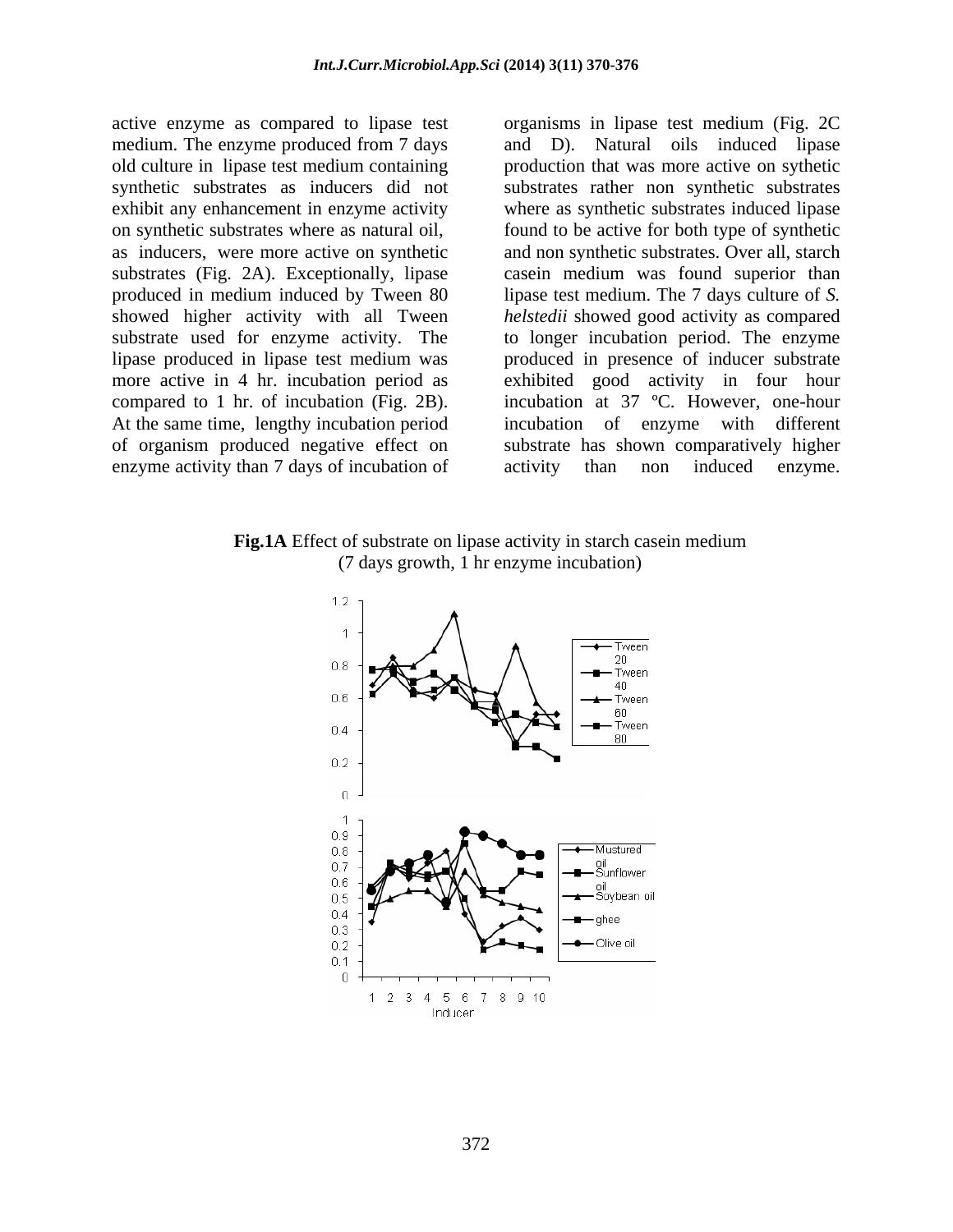active enzyme as compared to lipase test medium. The enzyme produced from 7 days old culture in lipase test medium containing synthetic substrates as inducers did not exhibit any enhancement in enzyme activity on synthetic substrates where as natural oil, as inducers, were more active on synthetic substrates (Fig. 2A). Exceptionally, lipase produced in medium induced by Tween 80 showed higher activity with all Tween substrate used for enzyme activity. The lipase produced in lipase test medium was more active in 4 hr. incubation period as compared to 1 hr. of incubation (Fig. 2B). At the same time, lengthy incubation period of organism produced negative effect on enzyme activity than 7 days of incubation of organisms in lipase test medium (Fig. 2C and D). Natural oils induced lipase production that was more active on sythetic substrates rather non synthetic substrates where as synthetic substrates induced lipase found to be active for both type of synthetic and non synthetic substrates. Over all, starch casein medium was found superior than lipase test medium. The 7 days culture of *S. helstedii* showed good activity as compared to longer incubation period. The enzyme produced in presence of inducer substrate exhibited good activity in four hour incubation at 37 ºC. However, one-hour incubation of enzyme with different substrate has shown comparatively higher activity than non induced enzyme.

**Fig.1A** Effect of substrate on lipase activity in starch casein medium (7 days growth, 1 hr enzyme incubation)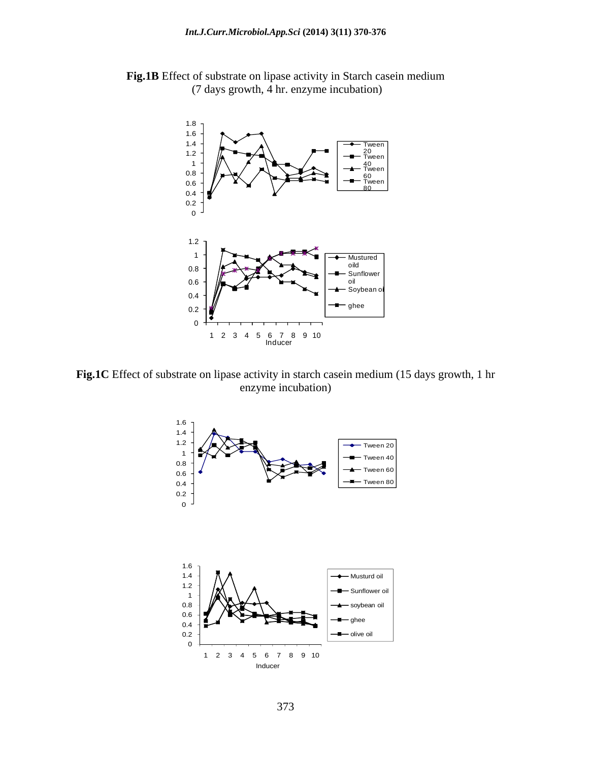**Fig.1B** Effect of substrate on lipase activity in Starch casein medium (7 days growth, 4 hr. enzyme incubation)

**Fig.1C** Effect of substrate on lipase activity in starch casein medium (15 days growth, 1 hr enzyme incubation)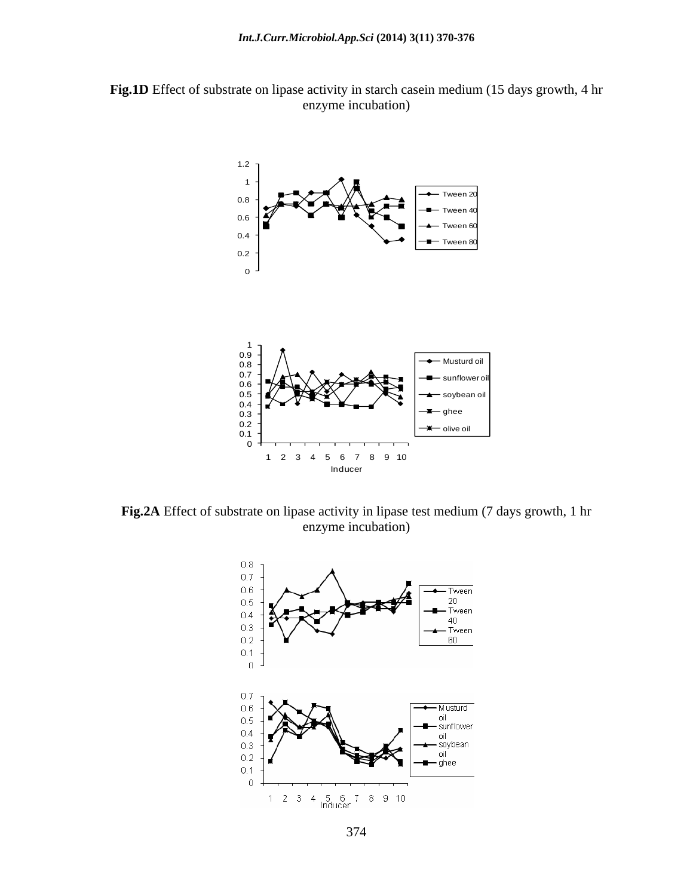**Fig.1D** Effect of substrate on lipase activity in starch casein medium (15 days growth, 4 hr enzyme incubation)

**Fig.2A** Effect of substrate on lipase activity in lipase test medium (7 days growth, 1 hr enzyme incubation)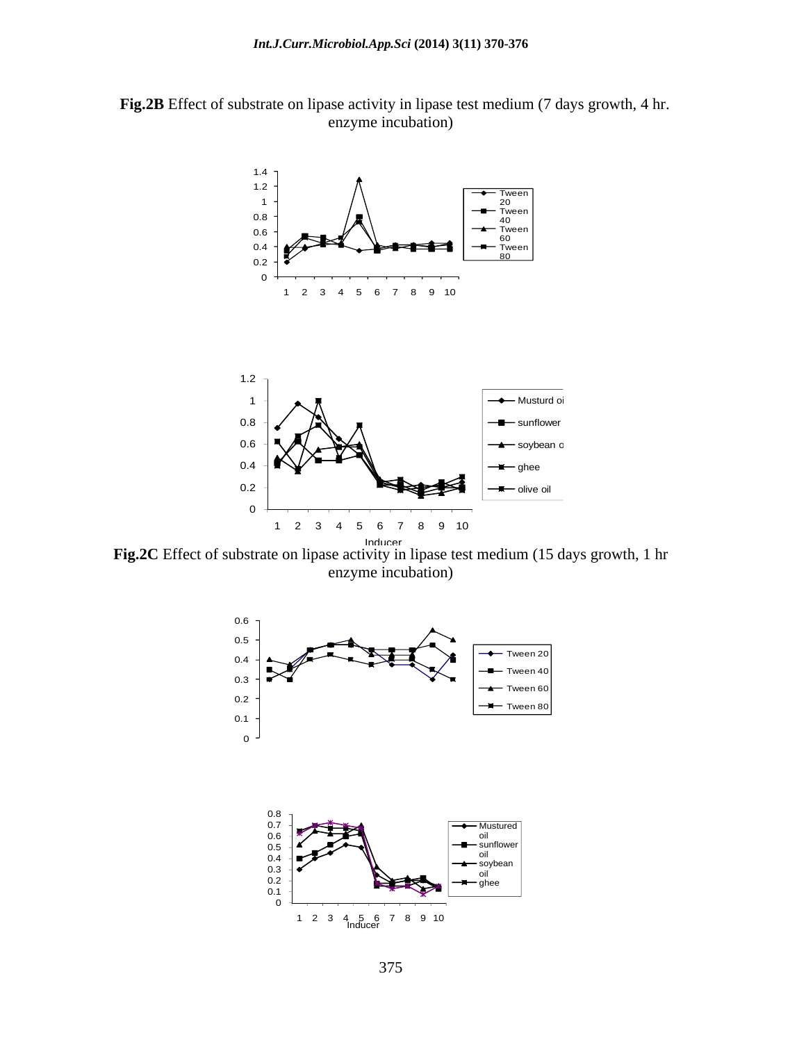**Fig.2B** Effect of substrate on lipase activity in lipase test medium (7 days growth, 4 hr. enzyme incubation)

**Fig.2C** Effect of substrate on lipase activity in lipase test medium (15 days growth, 1 hr enzyme incubation)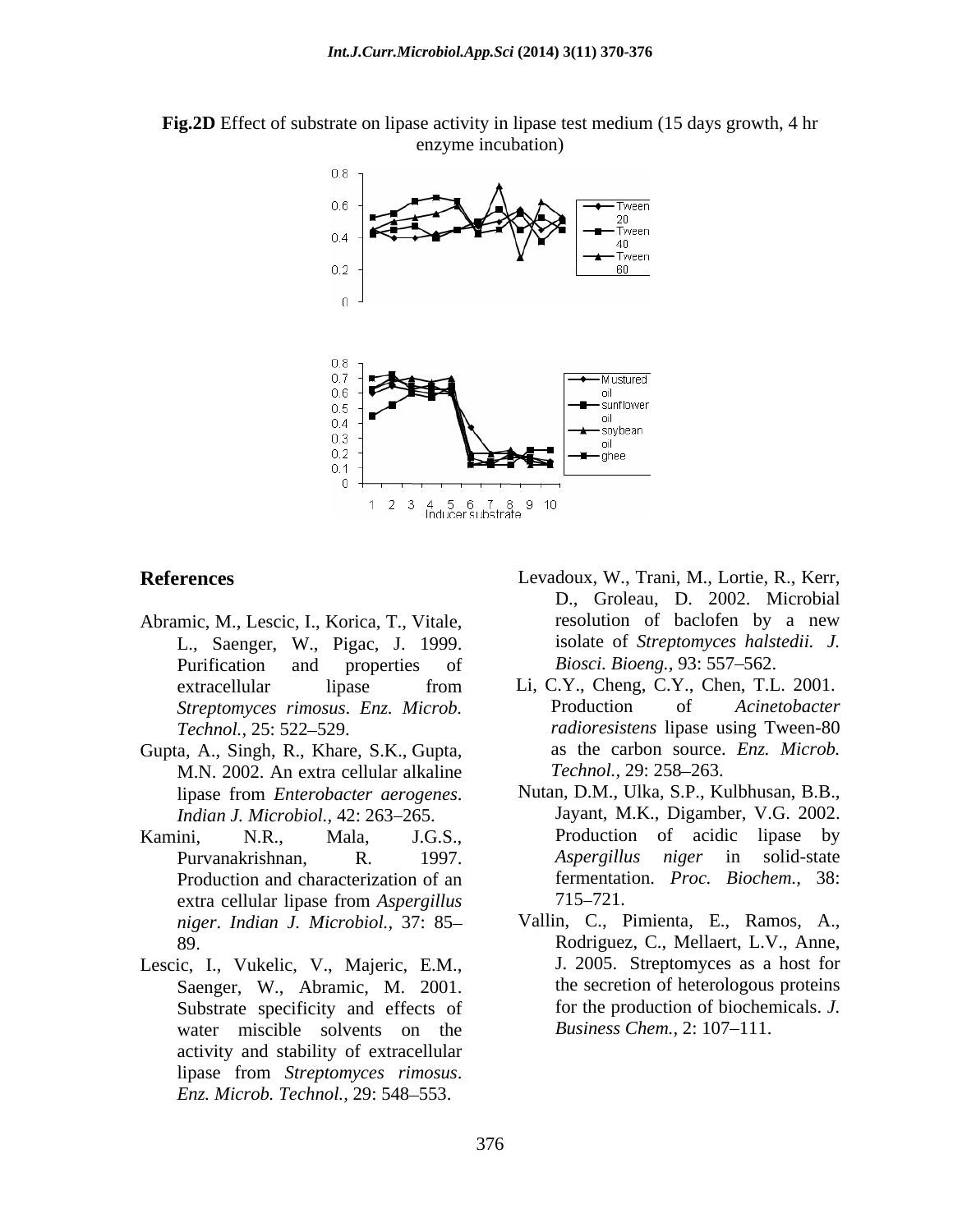**Fig.2D** Effect of substrate on lipase activity in lipase test medium (15 days growth, 4 hr enzyme incubation)

0.8
0.6
0.4
0.2
0

Tween 20
Tween 40
Tween 60

0.8
0.7
0.6
0.5
0.4
0.3
0.2
0.1
0

1 2 3 4 5 6 7 8 9 10
Inducer substrate

Mustured oil
sunflower oil
soybean oil
ghee

## References

Abramic, M., Lescic, I., Korica, T., Vitale, L., Saenger, W., Pigac, J. 1999. Purification and properties of extracellular lipase from *Streptomyces rimosus*. *Enz. Microb. Technol.,* 25: 522–529.

Gupta, A., Singh, R., Khare, S.K., Gupta, M.N. 2002. An extra cellular alkaline lipase from *Enterobacter aerogenes*. *Indian J. Microbiol.,* 42: 263–265.

Kamini, N.R., Mala, J.G.S., Purvanakrishnan, R. 1997. Production and characterization of an extra cellular lipase from *Aspergillus niger*. *Indian J. Microbiol.,* 37: 85–89.

Lescic, I., Vukelic, V., Majeric, E.M., Saenger, W., Abramic, M. 2001. Substrate specificity and effects of water miscible solvents on the activity and stability of extracellular lipase from *Streptomyces rimosus*. *Enz. Microb. Technol.,* 29: 548–553.

Levadoux, W., Trani, M., Lortie, R., Kerr, D., Groleau, D. 2002. Microbial resolution of baclofen by a new isolate of *Streptomyces halstedii. J. Biosci. Bioeng.,* 93: 557–562.

Li, C.Y., Cheng, C.Y., Chen, T.L. 2001. Production of *Acinetobacter radioresistens* lipase using Tween-80 as the carbon source. *Enz. Microb. Technol.,* 29: 258–263.

Nutan, D.M., Ulka, S.P., Kulbhusan, B.B., Jayant, M.K., Digamber, V.G. 2002. Production of acidic lipase by *Aspergillus niger* in solid-state fermentation. *Proc. Biochem.,* 38: 715–721.

Vallin, C., Pimienta, E., Ramos, A., Rodriguez, C., Mellaert, L.V., Anne, J. 2005. Streptomyces as a host for the secretion of heterologous proteins for the production of biochemicals. *J. Business Chem.,* 2: 107–111.